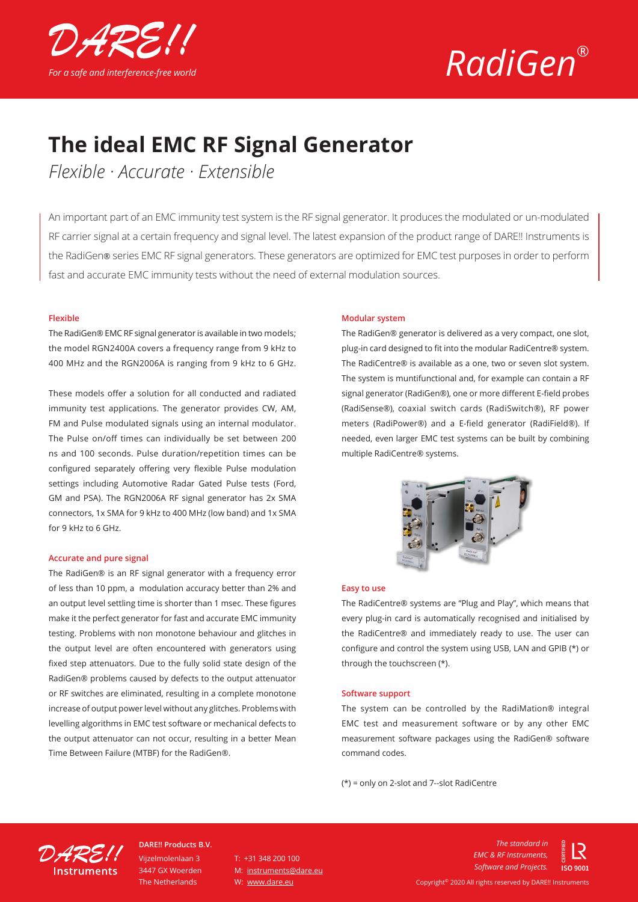# DARE!!

*For a safe and interference-free world*

# RadiGen®

## The ideal EMC RF Signal Generator

*Flexible · Accurate · Extensible*

An important part of an EMC immunity test system is the RF signal generator. It produces the modulated or un-modulated RF carrier signal at a certain frequency and signal level. The latest expansion of the product range of DARE!! Instruments is the RadiGen® series EMC RF signal generators. These generators are optimized for EMC test purposes in order to perform fast and accurate EMC immunity tests without the need of external modulation sources.

### Flexible

The RadiGen® EMC RF signal generator is available in two models; the model RGN2400A covers a frequency range from 9 kHz to 400 MHz and the RGN2006A is ranging from 9 kHz to 6 GHz.

These models offer a solution for all conducted and radiated immunity test applications. The generator provides CW, AM, FM and Pulse modulated signals using an internal modulator. The Pulse on/off times can individually be set between 200 ns and 100 seconds. Pulse duration/repetition times can be configured separately offering very flexible Pulse modulation settings including Automotive Radar Gated Pulse tests (Ford, GM and PSA). The RGN2006A RF signal generator has 2x SMA connectors, 1x SMA for 9 kHz to 400 MHz (low band) and 1x SMA for 9 kHz to 6 GHz.

### Accurate and pure signal

The RadiGen® is an RF signal generator with a frequency error of less than 10 ppm, a modulation accuracy better than 2% and an output level settling time is shorter than 1 msec. These figures make it the perfect generator for fast and accurate EMC immunity testing. Problems with non monotone behaviour and glitches in the output level are often encountered with generators using fixed step attenuators. Due to the fully solid state design of the RadiGen® problems caused by defects to the output attenuator or RF switches are eliminated, resulting in a complete monotone increase of output power level without any glitches. Problems with levelling algorithms in EMC test software or mechanical defects to the output attenuator can not occur, resulting in a better Mean Time Between Failure (MTBF) for the RadiGen®.

### Modular system

The RadiGen® generator is delivered as a very compact, one slot, plug-in card designed to fit into the modular RadiCentre® system. The RadiCentre® is available as a one, two or seven slot system. The system is muntifunctional and, for example can contain a RF signal generator (RadiGen®), one or more different E-field probes (RadiSense®), coaxial switch cards (RadiSwitch®), RF power meters (RadiPower®) and a E-field generator (RadiField®). If needed, even larger EMC test systems can be built by combining multiple RadiCentre® systems.

### Easy to use

The RadiCentre® systems are "Plug and Play", which means that every plug-in card is automatically recognised and initialised by the RadiCentre® and immediately ready to use. The user can configure and control the system using USB, LAN and GPIB (*) or through the touchscreen (*).

### Software support

The system can be controlled by the RadiMation® integral EMC test and measurement software or by any other EMC measurement software packages using the RadiGen® software command codes.

(*) = only on 2-slot and 7--slot RadiCentre

**DARE!! Products B.V.**
Vijzelmolenlaan 3
3447 GX Woerden
The Netherlands

T: +31 348 200 100
M: instruments@dare.eu
W: www.dare.eu

*The standard in EMC & RF Instruments, Software and Projects.*

ISO 9001

Copyright© 2020 All rights reserved by DARE!! Instruments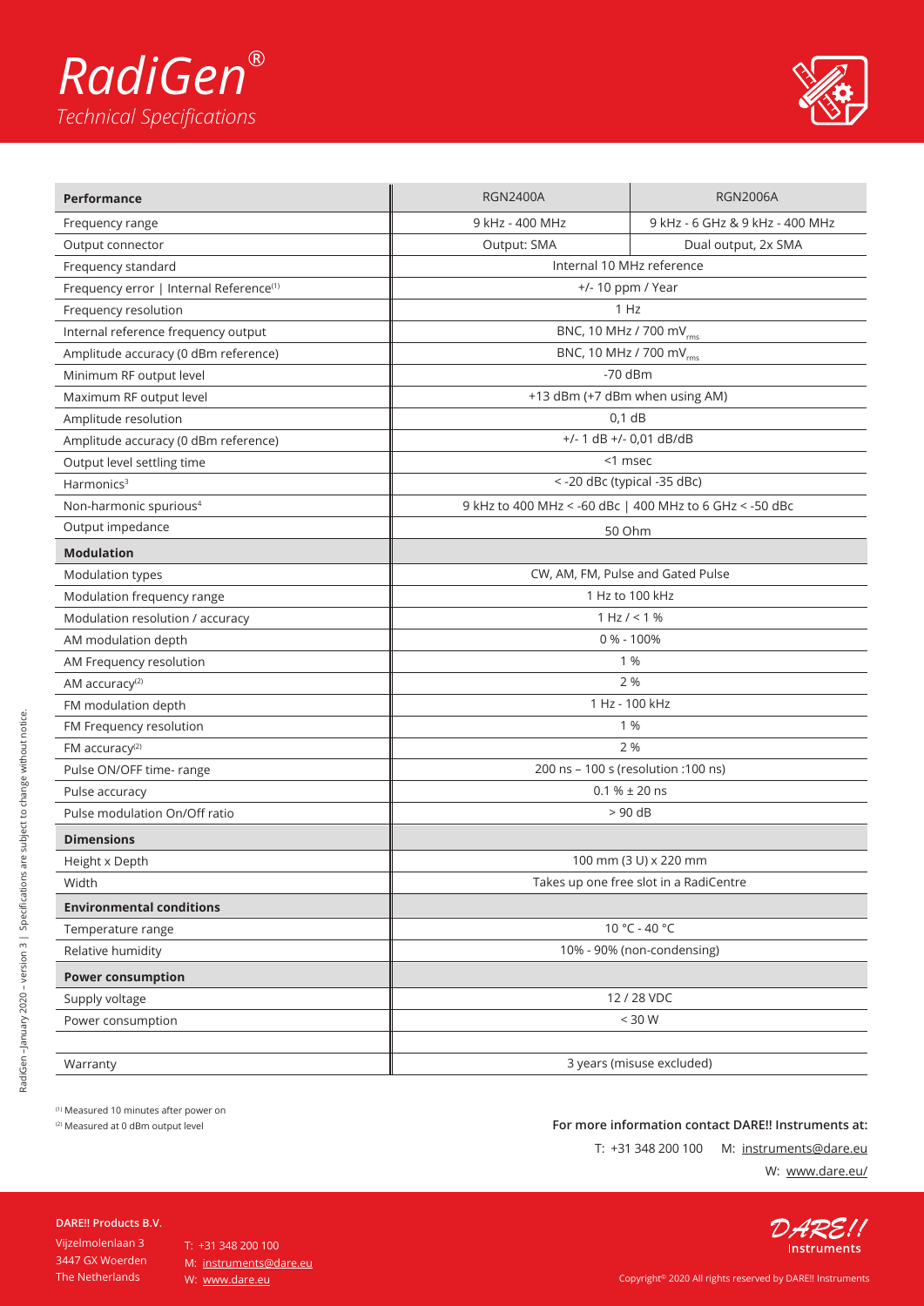# *RadiGen®*

*Technical Specifications*

| Performance | RGN2400A | RGN2006A |
|---|---|---|
| Frequency range | 9 kHz - 400 MHz | 9 kHz - 6 GHz & 9 kHz - 400 MHz |
| Output connector | Output: SMA | Dual output, 2x SMA |
| Frequency standard | Internal 10 MHz reference | |
| Frequency error \| Internal Reference[(1)] | +/- 10 ppm / Year | |
| Frequency resolution | 1 Hz | |
| Internal reference frequency output | BNC, 10 MHz / 700 $mV_{rms}$ | |
| Amplitude accuracy (0 dBm reference) | BNC, 10 MHz / 700 $mV_{rms}$ | |
| Minimum RF output level | -70 dBm | |
| Maximum RF output level | +13 dBm (+7 dBm when using AM) | |
| Amplitude resolution | 0,1 dB | |
| Amplitude accuracy (0 dBm reference) | +/- 1 dB +/- 0,01 dB/dB | |
| Output level settling time | <1 msec | |
| Harmonics[3] | < -20 dBc (typical -35 dBc) | |
| Non-harmonic spurious[4] | 9 kHz to 400 MHz < -60 dBc \| 400 MHz to 6 GHz < -50 dBc | |
| Output impedance | 50 Ohm | |
| **Modulation** | | |
| Modulation types | CW, AM, FM, Pulse and Gated Pulse | |
| Modulation frequency range | 1 Hz to 100 kHz | |
| Modulation resolution / accuracy | 1 Hz / < 1 % | |
| AM modulation depth | 0 % - 100% | |
| AM Frequency resolution | 1 % | |
| AM accuracy[(2)] | 2 % | |
| FM modulation depth | 1 Hz - 100 kHz | |
| FM Frequency resolution | 1 % | |
| FM accuracy[(2)] | 2 % | |
| Pulse ON/OFF time- range | 200 ns – 100 s (resolution :100 ns) | |
| Pulse accuracy | 0.1 % ± 20 ns | |
| Pulse modulation On/Off ratio | > 90 dB | |
| **Dimensions** | | |
| Height x Depth | 100 mm (3 U) x 220 mm | |
| Width | Takes up one free slot in a RadiCentre | |
| **Environmental conditions** | | |
| Temperature range | 10 °C - 40 °C | |
| Relative humidity | 10% - 90% (non-condensing) | |
| **Power consumption** | | |
| Supply voltage | 12 / 28 VDC | |
| Power consumption | < 30 W | |
| | | |
| Warranty | 3 years (misuse excluded) | |

[(1)] Measured 10 minutes after power on
[(2)] Measured at 0 dBm output level

RadiGen –January 2020 – version 3 | Specifications are subject to change without notice.

**For more information contact DARE!! Instruments at:**

T: +31 348 200 100 M: instruments@dare.eu

W: www.dare.eu/

**DARE!! Products B.V.**
Vijzelmolenlaan 3
3447 GX Woerden
The Netherlands

T: +31 348 200 100
M: instruments@dare.eu
W: www.dare.eu

Copyright© 2020 All rights reserved by DARE!! Instruments